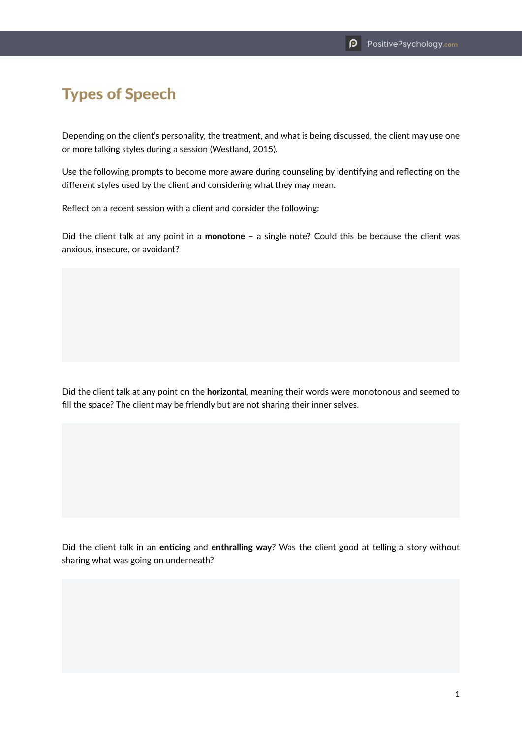# Types of Speech

Depending on the client's personality, the treatment, and what is being discussed, the client may use one or more talking styles during a session (Westland, 2015).

Use the following prompts to become more aware during counseling by identifying and reflecting on the different styles used by the client and considering what they may mean.

Reflect on a recent session with a client and consider the following:

Did the client talk at any point in a **monotone** – a single note? Could this be because the client was anxious, insecure, or avoidant?

Did the client talk at any point on the **horizontal**, meaning their words were monotonous and seemed to fill the space? The client may be friendly but are not sharing their inner selves.

Did the client talk in an **enticing** and **enthralling way**? Was the client good at telling a story without sharing what was going on underneath?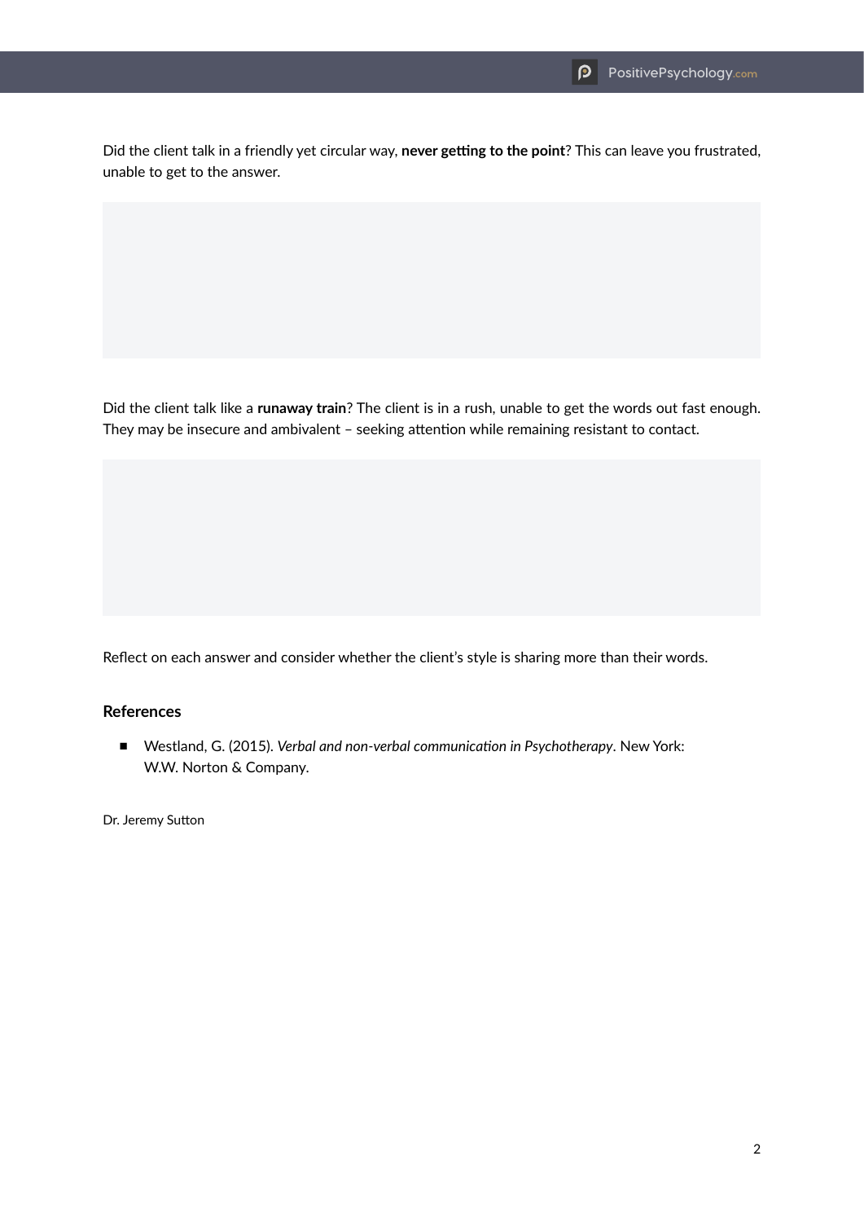Did the client talk in a friendly yet circular way, **never getting to the point**? This can leave you frustrated, unable to get to the answer.

Did the client talk like a **runaway train**? The client is in a rush, unable to get the words out fast enough. They may be insecure and ambivalent – seeking attention while remaining resistant to contact.

Reflect on each answer and consider whether the client's style is sharing more than their words.

### References

- Westland, G. (2015). *Verbal and non-verbal communication in Psychotherapy*. New York: W.W. Norton & Company.

Dr. Jeremy Sutton